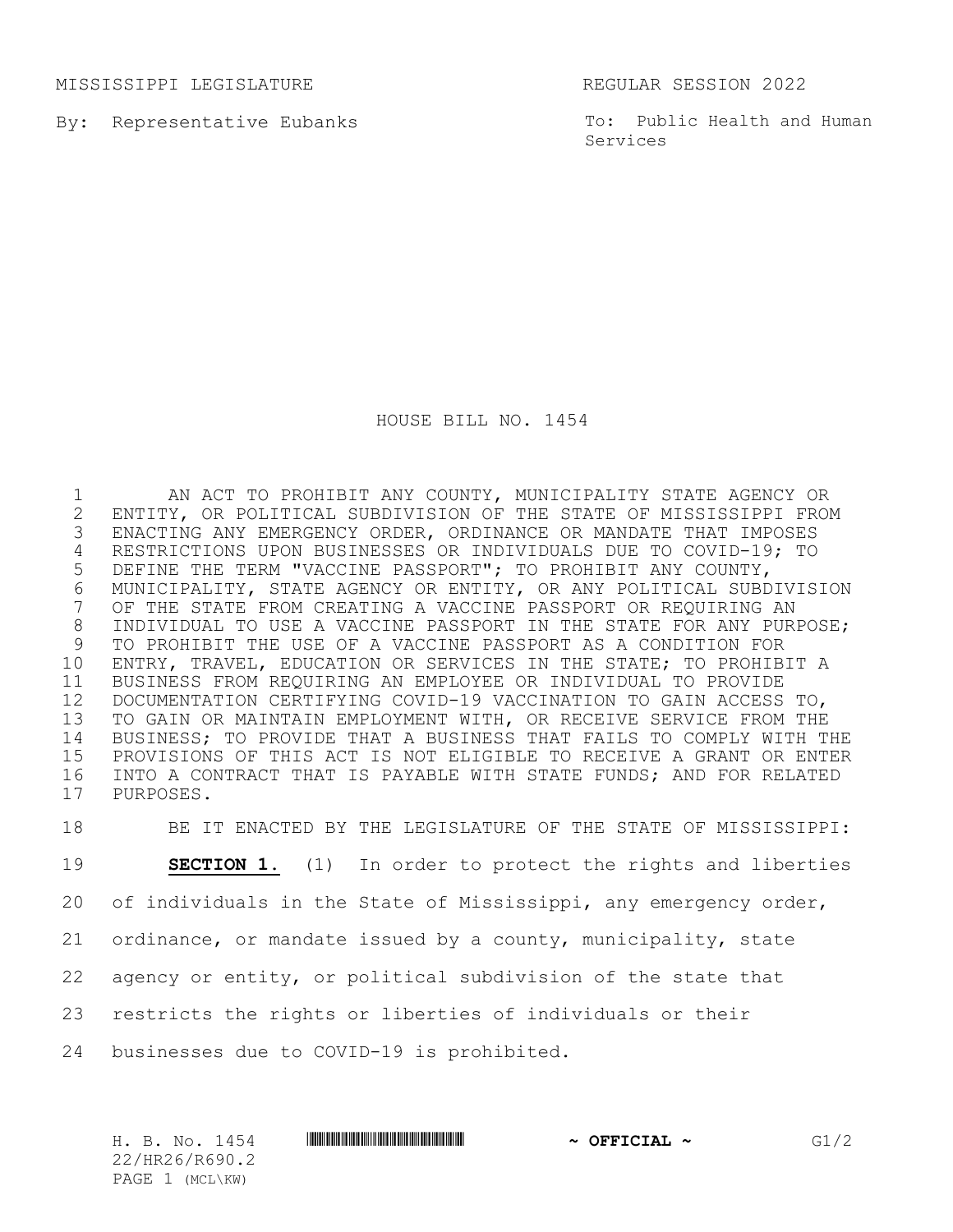MISSISSIPPI LEGISLATURE REGULAR SESSION 2022

By: Representative Eubanks

To: Public Health and Human Services

# HOUSE BILL NO. 1454

AN ACT TO PROHIBIT ANY COUNTY, MUNICIPALITY STATE AGENCY OR ENTITY, OR POLITICAL SUBDIVISION OF THE STATE OF MISSISSIPPI FROM ENACTING ANY EMERGENCY ORDER, ORDINANCE OR MANDATE THAT IMPOSES RESTRICTIONS UPON BUSINESSES OR INDIVIDUALS DUE TO COVID-19; TO DEFINE THE TERM "VACCINE PASSPORT"; TO PROHIBIT ANY COUNTY, MUNICIPALITY, STATE AGENCY OR ENTITY, OR ANY POLITICAL SUBDIVISION OF THE STATE FROM CREATING A VACCINE PASSPORT OR REQUIRING AN INDIVIDUAL TO USE A VACCINE PASSPORT IN THE STATE FOR ANY PURPOSE; TO PROHIBIT THE USE OF A VACCINE PASSPORT AS A CONDITION FOR ENTRY, TRAVEL, EDUCATION OR SERVICES IN THE STATE; TO PROHIBIT A BUSINESS FROM REQUIRING AN EMPLOYEE OR INDIVIDUAL TO PROVIDE DOCUMENTATION CERTIFYING COVID-19 VACCINATION TO GAIN ACCESS TO, TO GAIN OR MAINTAIN EMPLOYMENT WITH, OR RECEIVE SERVICE FROM THE BUSINESS; TO PROVIDE THAT A BUSINESS THAT FAILS TO COMPLY WITH THE PROVISIONS OF THIS ACT IS NOT ELIGIBLE TO RECEIVE A GRANT OR ENTER INTO A CONTRACT THAT IS PAYABLE WITH STATE FUNDS; AND FOR RELATED PURPOSES.

BE IT ENACTED BY THE LEGISLATURE OF THE STATE OF MISSISSIPPI:

**SECTION 1.** (1) In order to protect the rights and liberties of individuals in the State of Mississippi, any emergency order, ordinance, or mandate issued by a county, municipality, state agency or entity, or political subdivision of the state that restricts the rights or liberties of individuals or their businesses due to COVID-19 is prohibited.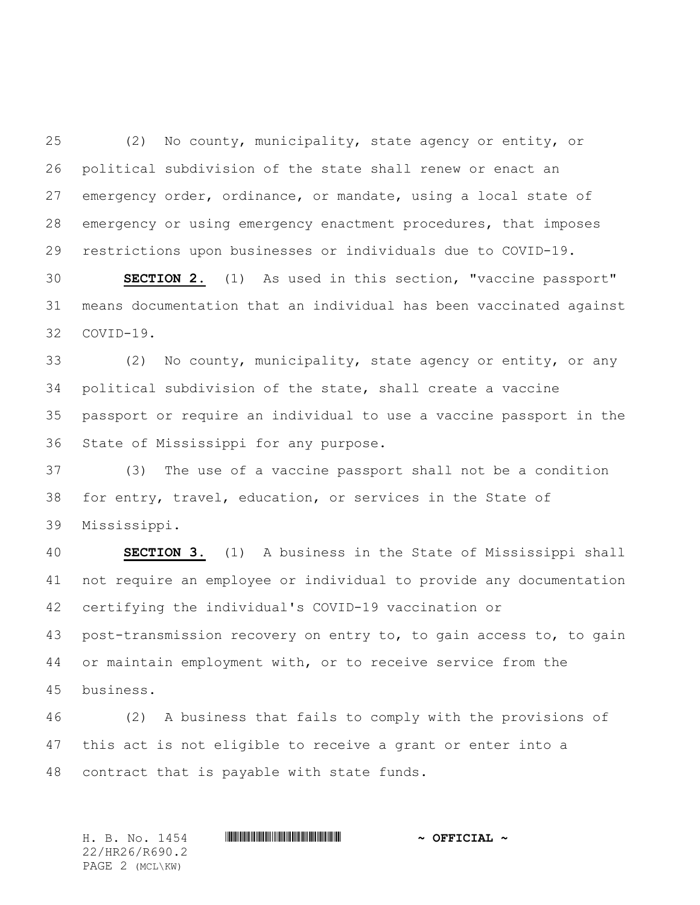(2) No county, municipality, state agency or entity, or political subdivision of the state shall renew or enact an emergency order, ordinance, or mandate, using a local state of emergency or using emergency enactment procedures, that imposes restrictions upon businesses or individuals due to COVID-19.

**SECTION 2.** (1) As used in this section, "vaccine passport" means documentation that an individual has been vaccinated against COVID-19.

(2) No county, municipality, state agency or entity, or any political subdivision of the state, shall create a vaccine passport or require an individual to use a vaccine passport in the State of Mississippi for any purpose.

(3) The use of a vaccine passport shall not be a condition for entry, travel, education, or services in the State of Mississippi.

**SECTION 3.** (1) A business in the State of Mississippi shall not require an employee or individual to provide any documentation certifying the individual's COVID-19 vaccination or post-transmission recovery on entry to, to gain access to, to gain or maintain employment with, or to receive service from the business.

(2) A business that fails to comply with the provisions of this act is not eligible to receive a grant or enter into a contract that is payable with state funds.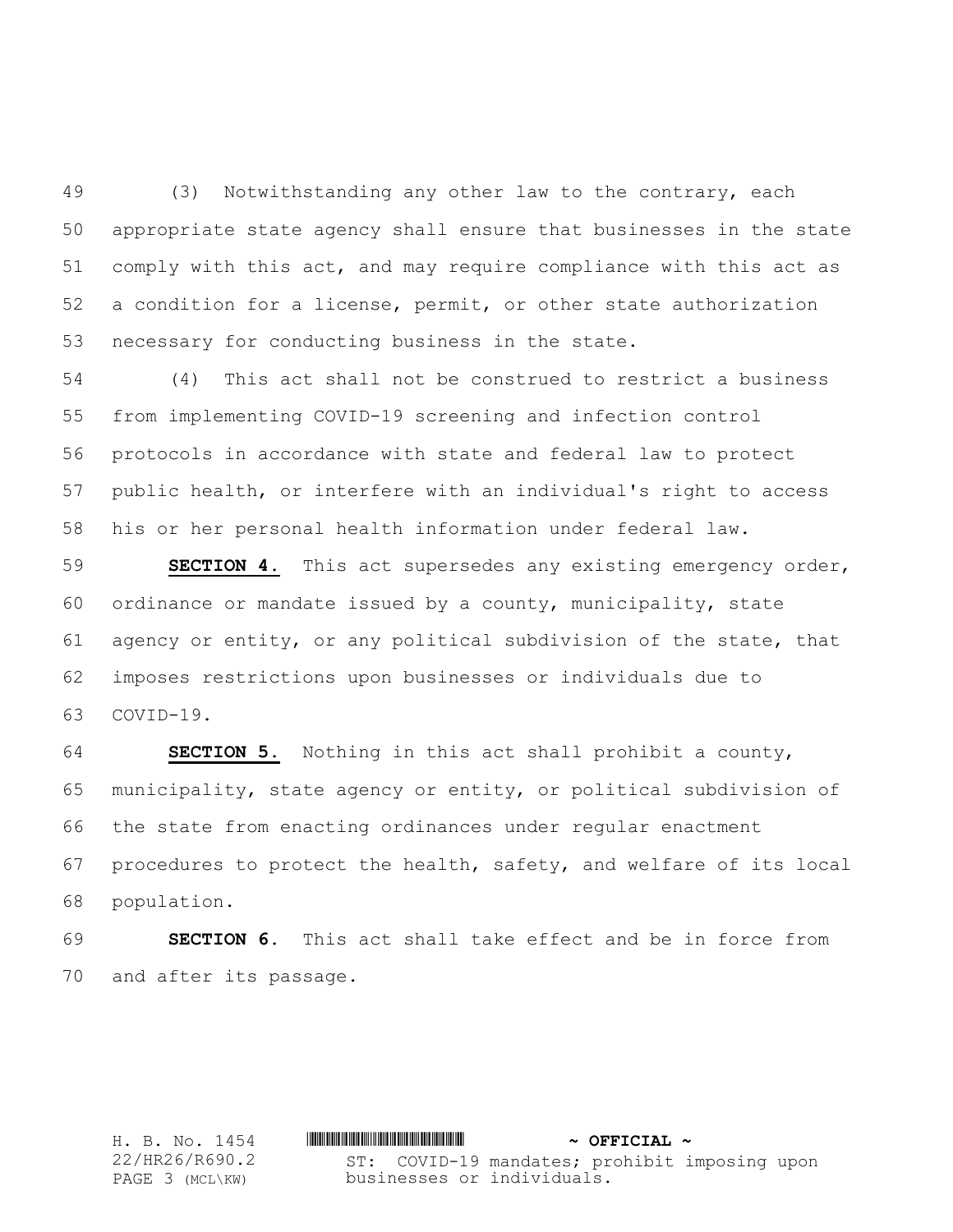(3) Notwithstanding any other law to the contrary, each appropriate state agency shall ensure that businesses in the state comply with this act, and may require compliance with this act as a condition for a license, permit, or other state authorization necessary for conducting business in the state.

(4) This act shall not be construed to restrict a business from implementing COVID-19 screening and infection control protocols in accordance with state and federal law to protect public health, or interfere with an individual's right to access his or her personal health information under federal law.

**SECTION 4.** This act supersedes any existing emergency order, ordinance or mandate issued by a county, municipality, state agency or entity, or any political subdivision of the state, that imposes restrictions upon businesses or individuals due to COVID-19.

**SECTION 5.** Nothing in this act shall prohibit a county, municipality, state agency or entity, or political subdivision of the state from enacting ordinances under regular enactment procedures to protect the health, safety, and welfare of its local population.

**SECTION 6.** This act shall take effect and be in force from and after its passage.